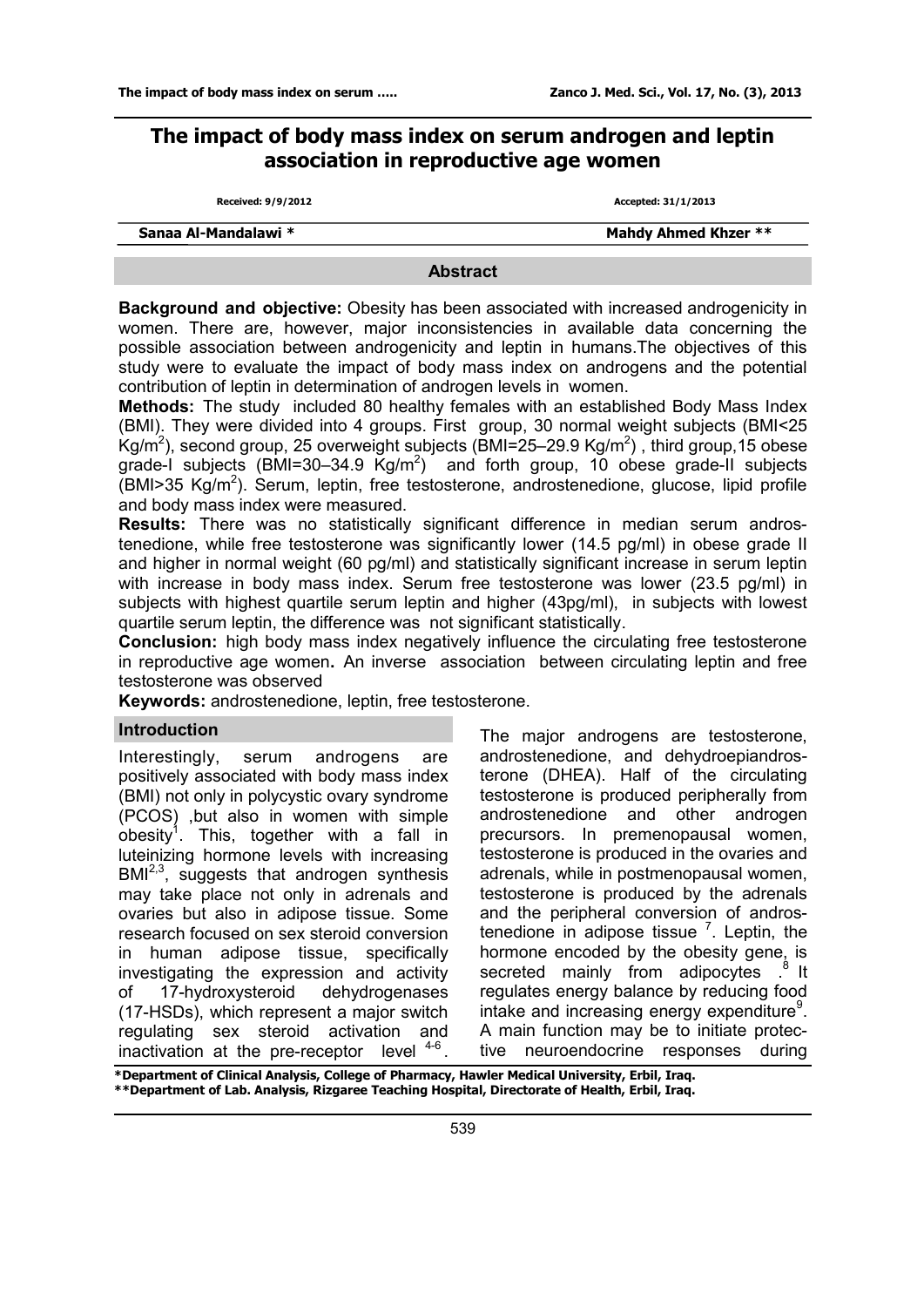# The impact of body mass index on serum androgen and leptin association in reproductive age women

Received: 9/9/2012 Accepted: 31/1/2013

Sanaa Al-Mandalawi * Mahdy Ahmed Khzer **

## Abstract

**Background and objective:** Obesity has been associated with increased androgenicity in women. There are, however, major inconsistencies in available data concerning the possible association between androgenicity and leptin in humans.The objectives of this study were to evaluate the impact of body mass index on androgens and the potential contribution of leptin in determination of androgen levels in women.

**Methods:** The study included 80 healthy females with an established Body Mass Index (BMI). They were divided into 4 groups. First group, 30 normal weight subjects (BMI<25 $Kg/m^2$), second group, 25 overweight subjects (BMI=25–29.9 $Kg/m^2$) , third group,15 obese grade-I subjects (BMI=30–34.9 $Kg/m^2$) and forth group, 10 obese grade-II subjects (BMI>35 $Kg/m^2$). Serum, leptin, free testosterone, androstenedione, glucose, lipid profile and body mass index were measured.

**Results:** There was no statistically significant difference in median serum androstenedione, while free testosterone was significantly lower (14.5 pg/ml) in obese grade II and higher in normal weight (60 pg/ml) and statistically significant increase in serum leptin with increase in body mass index. Serum free testosterone was lower (23.5 pg/ml) in subjects with highest quartile serum leptin and higher (43pg/ml), in subjects with lowest quartile serum leptin, the difference was not significant statistically.

**Conclusion:** high body mass index negatively influence the circulating free testosterone in reproductive age women**.** An inverse association between circulating leptin and free testosterone was observed

**Keywords:** androstenedione, leptin, free testosterone.

## Introduction

Interestingly, serum androgens are positively associated with body mass index (BMI) not only in polycystic ovary syndrome (PCOS) ,but also in women with simple obesity[1]. This, together with a fall in luteinizing hormone levels with increasing BMI[2,3], suggests that androgen synthesis may take place not only in adrenals and ovaries but also in adipose tissue. Some research focused on sex steroid conversion in human adipose tissue, specifically investigating the expression and activity of 17-hydroxysteroid dehydrogenases (17-HSDs), which represent a major switch regulating sex steroid activation and inactivation at the pre-receptor level [4-6]. The major androgens are testosterone, androstenedione, and dehydroepiandrosterone (DHEA). Half of the circulating testosterone is produced peripherally from androstenedione and other androgen precursors. In premenopausal women, testosterone is produced in the ovaries and adrenals, while in postmenopausal women, testosterone is produced by the adrenals and the peripheral conversion of androstenedione in adipose tissue [7]. Leptin, the hormone encoded by the obesity gene, is secreted mainly from adipocytes .[8] It regulates energy balance by reducing food intake and increasing energy expenditure[9]. A main function may be to initiate protective neuroendocrine responses during

*Department of Clinical Analysis, College of Pharmacy, Hawler Medical University, Erbil, Iraq.
**Department of Lab. Analysis, Rizgaree Teaching Hospital, Directorate of Health, Erbil, Iraq.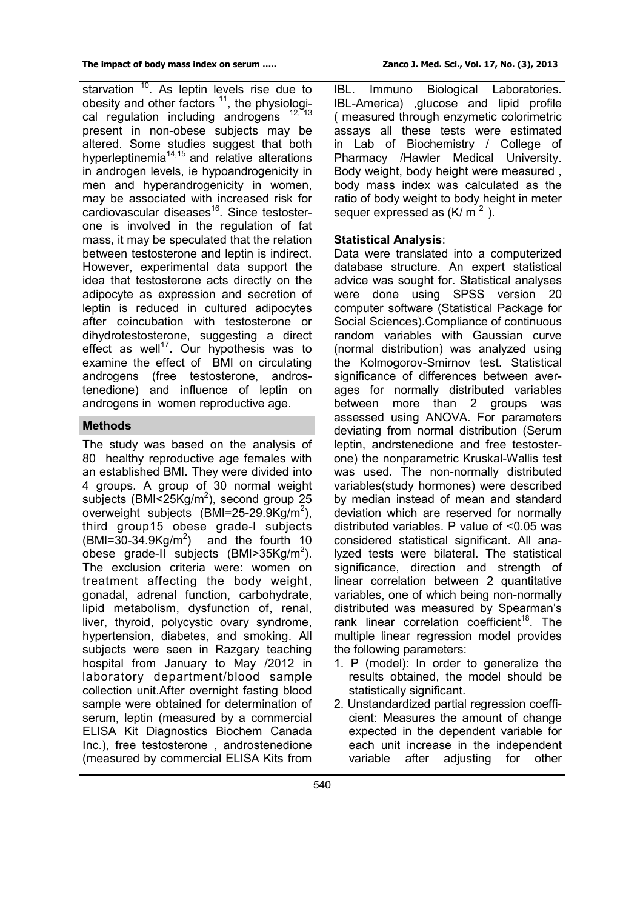starvation [10]. As leptin levels rise due to obesity and other factors [11], the physiological regulation including androgens [12, 13] present in non-obese subjects may be altered. Some studies suggest that both hyperleptinemia[14,15] and relative alterations in androgen levels, ie hypoandrogenicity in men and hyperandrogenicity in women, may be associated with increased risk for cardiovascular diseases[16]. Since testosterone is involved in the regulation of fat mass, it may be speculated that the relation between testosterone and leptin is indirect. However, experimental data support the idea that testosterone acts directly on the adipocyte as expression and secretion of leptin is reduced in cultured adipocytes after coincubation with testosterone or dihydrotestosterone, suggesting a direct effect as well[17]. Our hypothesis was to examine the effect of BMI on circulating androgens (free testosterone, androstenedione) and influence of leptin on androgens in women reproductive age.

## Methods

The study was based on the analysis of 80 healthy reproductive age females with an established BMI. They were divided into 4 groups. A group of 30 normal weight subjects (BMI<25Kg/m$^2$), second group 25 overweight subjects (BMI=25-29.9Kg/m$^2$), third group15 obese grade-I subjects (BMI=30-34.9Kg/m$^2$) and the fourth 10 obese grade-II subjects (BMI>35Kg/m$^2$). The exclusion criteria were: women on treatment affecting the body weight, gonadal, adrenal function, carbohydrate, lipid metabolism, dysfunction of, renal, liver, thyroid, polycystic ovary syndrome, hypertension, diabetes, and smoking. All subjects were seen in Razgary teaching hospital from January to May /2012 in laboratory department/blood sample collection unit.After overnight fasting blood sample were obtained for determination of serum, leptin (measured by a commercial ELISA Kit Diagnostics Biochem Canada Inc.), free testosterone , androstenedione (measured by commercial ELISA Kits from IBL. Immuno Biological Laboratories. IBL-America) ,glucose and lipid profile ( measured through enzymetic colorimetric assays all these tests were estimated in Lab of Biochemistry / College of Pharmacy /Hawler Medical University. Body weight, body height were measured , body mass index was calculated as the ratio of body weight to body height in meter sequer expressed as (K/ m $^2$ ).

### Statistical Analysis:

Data were translated into a computerized database structure. An expert statistical advice was sought for. Statistical analyses were done using SPSS version 20 computer software (Statistical Package for Social Sciences).Compliance of continuous random variables with Gaussian curve (normal distribution) was analyzed using the Kolmogorov-Smirnov test. Statistical significance of differences between averages for normally distributed variables between more than 2 groups was assessed using ANOVA. For parameters deviating from normal distribution (Serum leptin, andrstenedione and free testosterone) the nonparametric Kruskal-Wallis test was used. The non-normally distributed variables(study hormones) were described by median instead of mean and standard deviation which are reserved for normally distributed variables. P value of <0.05 was considered statistical significant. All analyzed tests were bilateral. The statistical significance, direction and strength of linear correlation between 2 quantitative variables, one of which being non-normally distributed was measured by Spearman's rank linear correlation coefficient[18]. The multiple linear regression model provides the following parameters:

1. P (model): In order to generalize the results obtained, the model should be statistically significant.
2. Unstandardized partial regression coefficient: Measures the amount of change expected in the dependent variable for each unit increase in the independent variable after adjusting for other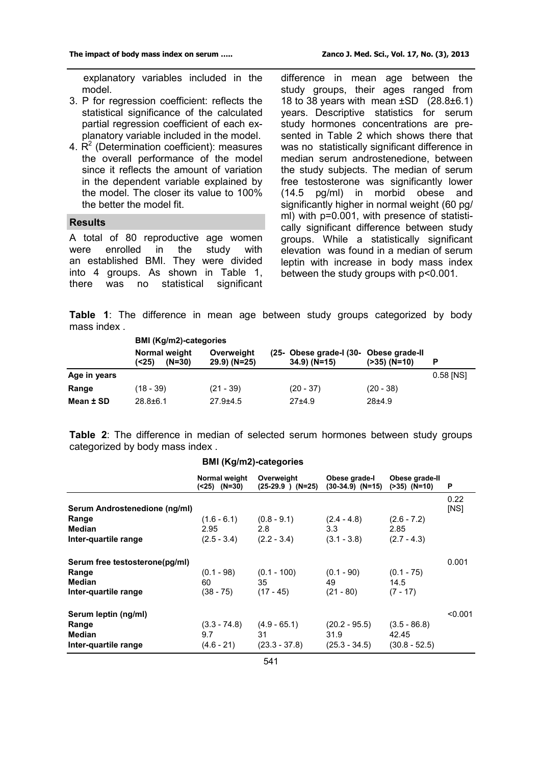explanatory variables included in the model.

3. P for regression coefficient: reflects the statistical significance of the calculated partial regression coefficient of each explanatory variable included in the model.
4. $R^2$ (Determination coefficient): measures the overall performance of the model since it reflects the amount of variation in the dependent variable explained by the model. The closer its value to 100% the better the model fit.

## Results

A total of 80 reproductive age women were enrolled in the study with an established BMI. They were divided into 4 groups. As shown in Table 1, there was no statistical significant difference in mean age between the study groups, their ages ranged from 18 to 38 years with mean ±SD (28.8±6.1) years. Descriptive statistics for serum study hormones concentrations are presented in Table 2 which shows there that was no statistically significant difference in median serum androstenedione, between the study subjects. The median of serum free testosterone was significantly lower (14.5 pg/ml) in morbid obese and significantly higher in normal weight (60 pg/ml) with p=0.001, with presence of statistically significant difference between study groups. While a statistically significant elevation was found in a median of serum leptin with increase in body mass index between the study groups with p<0.001.

**Table 1**: The difference in mean age between study groups categorized by body mass index .

| | BMI (Kg/m2)-categories | | | | |
|---|---|---|---|---|---|
| | Normal weight (<25) (N=30) | Overweight (25-29.9) (N=25) | Obese grade-I (30-34.9) (N=15) | Obese grade-II (>35) (N=10) | P |
| **Age in years** | | | | | 0.58 [NS] |
| **Range** | (18 - 39) | (21 - 39) | (20 - 37) | (20 - 38) | |
| **Mean ± SD** | 28.8±6.1 | 27.9±4.5 | 27±4.9 | 28±4.9 | |

**Table 2**: The difference in median of selected serum hormones between study groups categorized by body mass index .

| | BMI (Kg/m2)-categories | | | | |
|---|---|---|---|---|---|
| | Normal weight (<25) (N=30) | Overweight (25-29.9 ) (N=25) | Obese grade-I (30-34.9) (N=15) | Obese grade-II (>35) (N=10) | P |
| **Serum Androstenedione (ng/ml)** | | | | | 0.22 [NS] |
| **Range** | (1.6 - 6.1) | (0.8 - 9.1) | (2.4 - 4.8) | (2.6 - 7.2) | |
| **Median** | 2.95 | 2.8 | 3.3 | 2.85 | |
| **Inter-quartile range** | (2.5 - 3.4) | (2.2 - 3.4) | (3.1 - 3.8) | (2.7 - 4.3) | |
| **Serum free testosterone(pg/ml)** | | | | | 0.001 |
| **Range** | (0.1 - 98) | (0.1 - 100) | (0.1 - 90) | (0.1 - 75) | |
| **Median** | 60 | 35 | 49 | 14.5 | |
| **Inter-quartile range** | (38 - 75) | (17 - 45) | (21 - 80) | (7 - 17) | |
| **Serum leptin (ng/ml)** | | | | | <0.001 |
| **Range** | (3.3 - 74.8) | (4.9 - 65.1) | (20.2 - 95.5) | (3.5 - 86.8) | |
| **Median** | 9.7 | 31 | 31.9 | 42.45 | |
| **Inter-quartile range** | (4.6 - 21) | (23.3 - 37.8) | (25.3 - 34.5) | (30.8 - 52.5) | |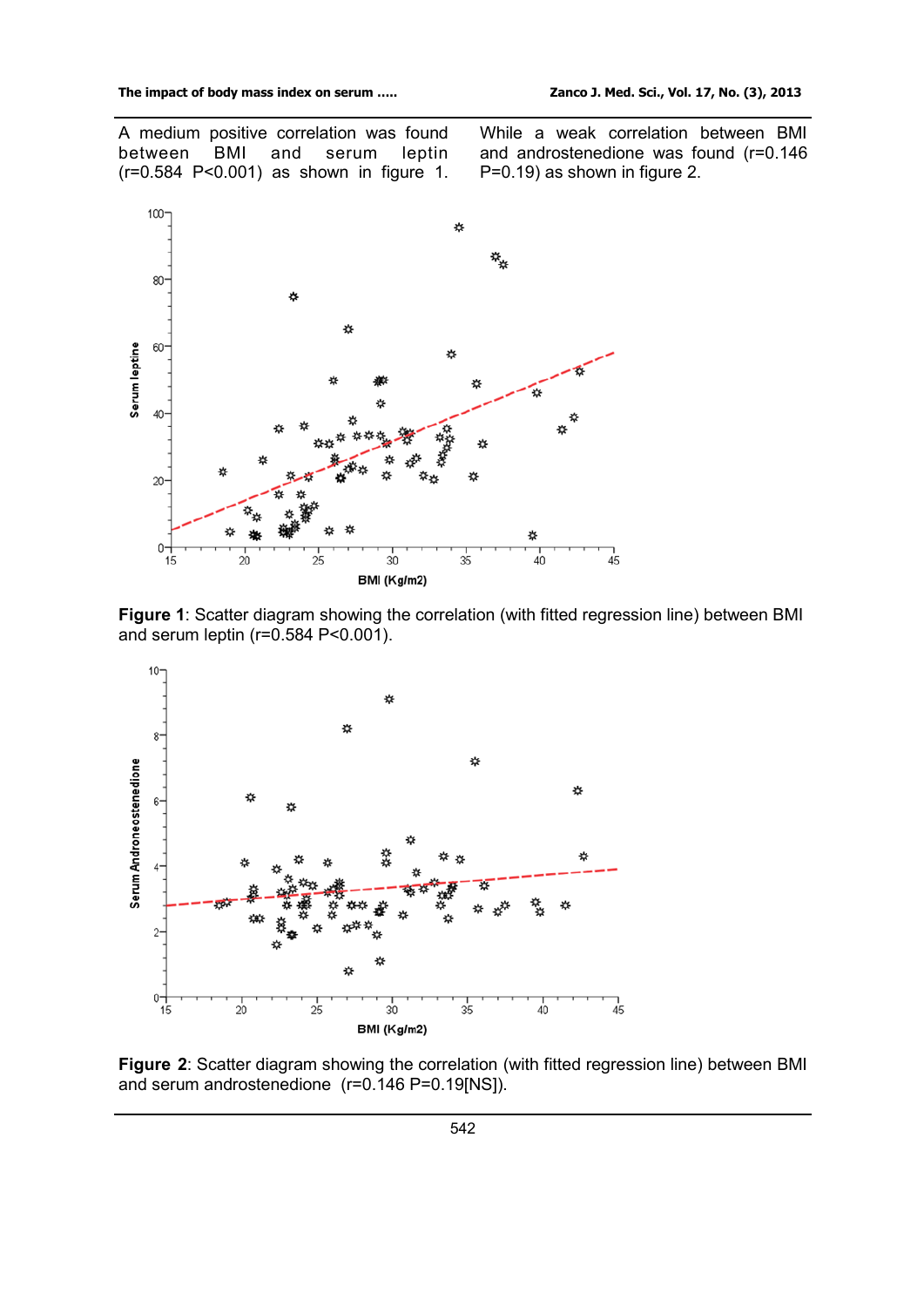A medium positive correlation was found between BMI and serum leptin (r=0.584 P<0.001) as shown in figure 1. While a weak correlation between BMI and androstenedione was found (r=0.146 P=0.19) as shown in figure 2.

**Figure 1**: Scatter diagram showing the correlation (with fitted regression line) between BMI and serum leptin (r=0.584 P<0.001).

**Figure 2**: Scatter diagram showing the correlation (with fitted regression line) between BMI and serum androstenedione (r=0.146 P=0.19[NS]).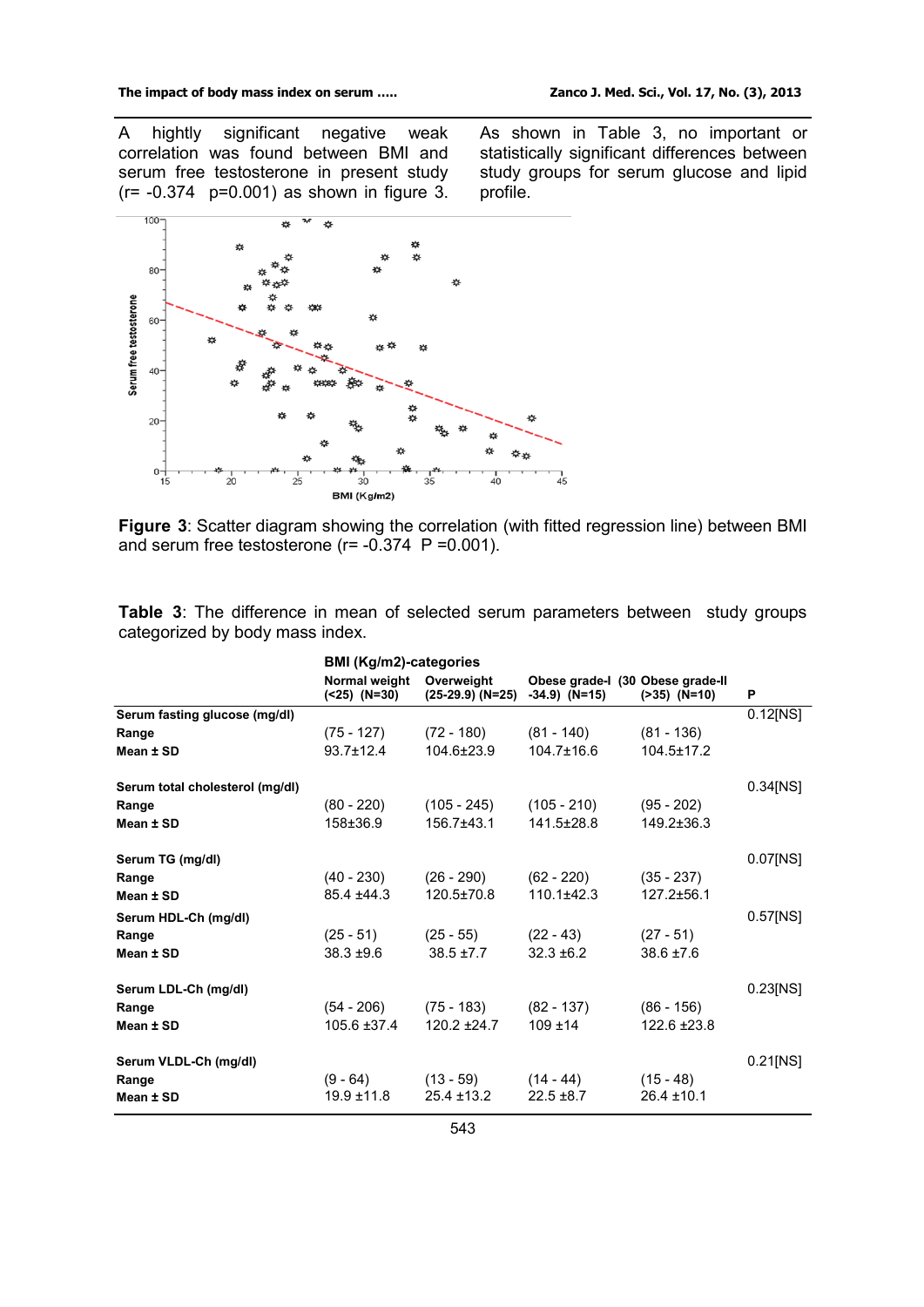A hightly significant negative weak correlation was found between BMI and serum free testosterone in present study (r= -0.374 p=0.001) as shown in figure 3.

As shown in Table 3, no important or statistically significant differences between study groups for serum glucose and lipid profile.

**Figure 3**: Scatter diagram showing the correlation (with fitted regression line) between BMI and serum free testosterone (r= -0.374 P =0.001).

**Table 3**: The difference in mean of selected serum parameters between study groups categorized by body mass index.

| | BMI (Kg/m2)-categories | | | | |
|---|---|---|---|---|---|
| | **Normal weight (<25) (N=30)** | **Overweight (25-29.9) (N=25)** | **Obese grade-I (30 -34.9) (N=15)** | **Obese grade-II (>35) (N=10)** | **P** |
| **Serum fasting glucose (mg/dl)** | | | | | 0.12[NS] |
| **Range** | (75 - 127) | (72 - 180) | (81 - 140) | (81 - 136) | |
| **Mean ± SD** | 93.7±12.4 | 104.6±23.9 | 104.7±16.6 | 104.5±17.2 | |
| **Serum total cholesterol (mg/dl)** | | | | | 0.34[NS] |
| **Range** | (80 - 220) | (105 - 245) | (105 - 210) | (95 - 202) | |
| **Mean ± SD** | 158±36.9 | 156.7±43.1 | 141.5±28.8 | 149.2±36.3 | |
| **Serum TG (mg/dl)** | | | | | 0.07[NS] |
| **Range** | (40 - 230) | (26 - 290) | (62 - 220) | (35 - 237) | |
| **Mean ± SD** | 85.4 ±44.3 | 120.5±70.8 | 110.1±42.3 | 127.2±56.1 | |
| **Serum HDL-Ch (mg/dl)** | | | | | 0.57[NS] |
| **Range** | (25 - 51) | (25 - 55) | (22 - 43) | (27 - 51) | |
| **Mean ± SD** | 38.3 ±9.6 | 38.5 ±7.7 | 32.3 ±6.2 | 38.6 ±7.6 | |
| **Serum LDL-Ch (mg/dl)** | | | | | 0.23[NS] |
| **Range** | (54 - 206) | (75 - 183) | (82 - 137) | (86 - 156) | |
| **Mean ± SD** | 105.6 ±37.4 | 120.2 ±24.7 | 109 ±14 | 122.6 ±23.8 | |
| **Serum VLDL-Ch (mg/dl)** | | | | | 0.21[NS] |
| **Range** | (9 - 64) | (13 - 59) | (14 - 44) | (15 - 48) | |
| **Mean ± SD** | 19.9 ±11.8 | 25.4 ±13.2 | 22.5 ±8.7 | 26.4 ±10.1 | |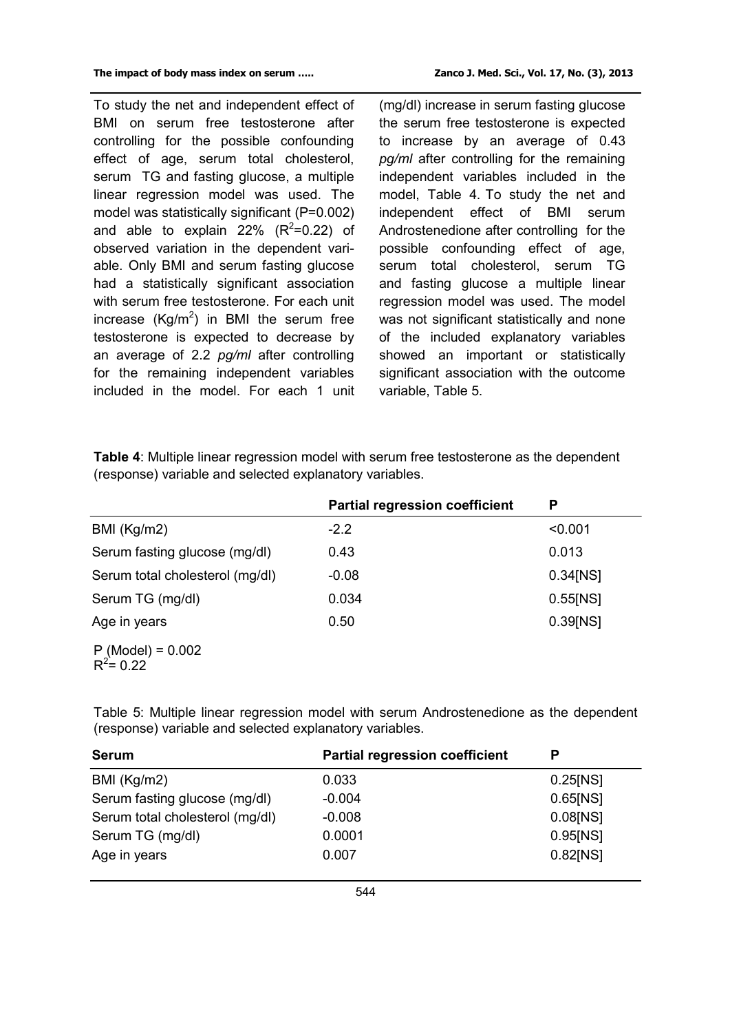To study the net and independent effect of BMI on serum free testosterone after controlling for the possible confounding effect of age, serum total cholesterol, serum TG and fasting glucose, a multiple linear regression model was used. The model was statistically significant (P=0.002) and able to explain 22% ($R^2$=0.22) of observed variation in the dependent variable. Only BMI and serum fasting glucose had a statistically significant association with serum free testosterone. For each unit increase (Kg/$m^2$) in BMI the serum free testosterone is expected to decrease by an average of 2.2 *pg/ml* after controlling for the remaining independent variables included in the model. For each 1 unit (mg/dl) increase in serum fasting glucose the serum free testosterone is expected to increase by an average of 0.43 *pg/ml* after controlling for the remaining independent variables included in the model, Table 4. To study the net and independent effect of BMI serum Androstenedione after controlling for the possible confounding effect of age, serum total cholesterol, serum TG and fasting glucose a multiple linear regression model was used. The model was not significant statistically and none of the included explanatory variables showed an important or statistically significant association with the outcome variable, Table 5.

**Table 4**: Multiple linear regression model with serum free testosterone as the dependent (response) variable and selected explanatory variables.

| | **Partial regression coefficient** | **P** |
|---|---|---|
| BMI (Kg/m2) | -2.2 | <0.001 |
| Serum fasting glucose (mg/dl) | 0.43 | 0.013 |
| Serum total cholesterol (mg/dl) | -0.08 | 0.34[NS] |
| Serum TG (mg/dl) | 0.034 | 0.55[NS] |
| Age in years | 0.50 | 0.39[NS] |

P (Model) = 0.002
$R^2$= 0.22

Table 5: Multiple linear regression model with serum Androstenedione as the dependent (response) variable and selected explanatory variables.

| **Serum** | **Partial regression coefficient** | **P** |
|---|---|---|
| BMI (Kg/m2) | 0.033 | 0.25[NS] |
| Serum fasting glucose (mg/dl) | -0.004 | 0.65[NS] |
| Serum total cholesterol (mg/dl) | -0.008 | 0.08[NS] |
| Serum TG (mg/dl) | 0.0001 | 0.95[NS] |
| Age in years | 0.007 | 0.82[NS] |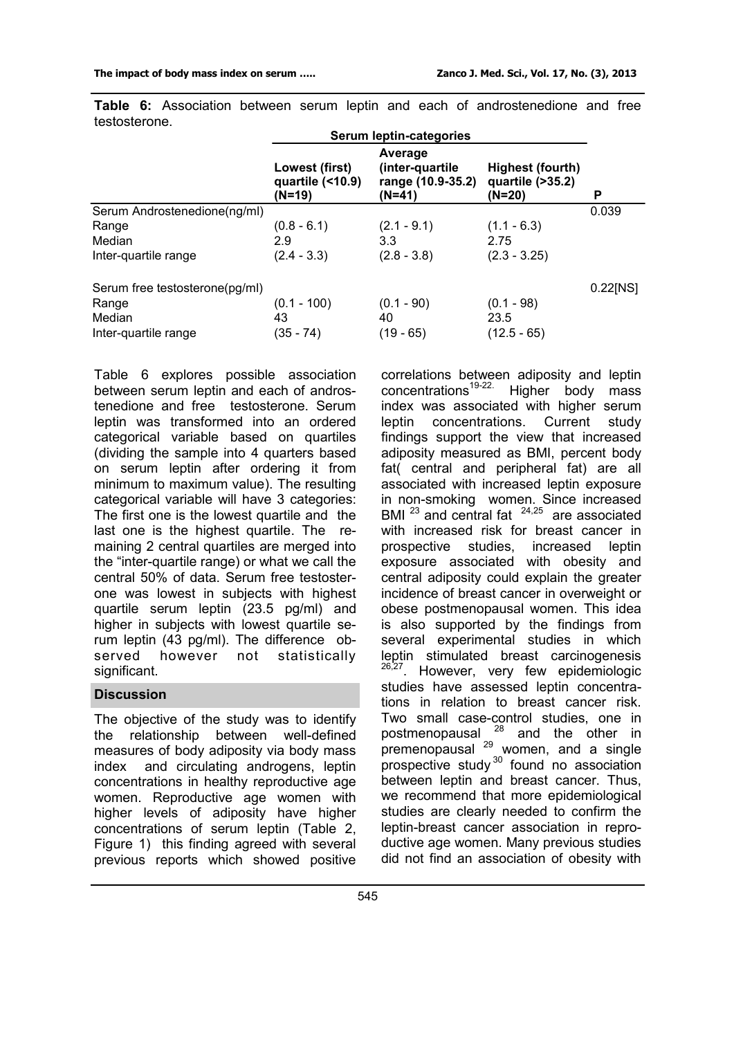**Table 6:** Association between serum leptin and each of androstenedione and free testosterone.

| | Serum leptin-categories | | | |
|---|---|---|---|---|
| | Lowest (first) quartile (<10.9) (N=19) | Average (inter-quartile range (10.9-35.2) (N=41) | Highest (fourth) quartile (>35.2) (N=20) | P |
| Serum Androstenedione(ng/ml) | | | | 0.039 |
| Range | (0.8 - 6.1) | (2.1 - 9.1) | (1.1 - 6.3) | |
| Median | 2.9 | 3.3 | 2.75 | |
| Inter-quartile range | (2.4 - 3.3) | (2.8 - 3.8) | (2.3 - 3.25) | |
| Serum free testosterone(pg/ml) | | | | 0.22[NS] |
| Range | (0.1 - 100) | (0.1 - 90) | (0.1 - 98) | |
| Median | 43 | 40 | 23.5 | |
| Inter-quartile range | (35 - 74) | (19 - 65) | (12.5 - 65) | |

Table 6 explores possible association between serum leptin and each of androstenedione and free testosterone. Serum leptin was transformed into an ordered categorical variable based on quartiles (dividing the sample into 4 quarters based on serum leptin after ordering it from minimum to maximum value). The resulting categorical variable will have 3 categories: The first one is the lowest quartile and the last one is the highest quartile. The remaining 2 central quartiles are merged into the "inter-quartile range) or what we call the central 50% of data. Serum free testosterone was lowest in subjects with highest quartile serum leptin (23.5 pg/ml) and higher in subjects with lowest quartile serum leptin (43 pg/ml). The difference observed however not statistically significant.

## Discussion

The objective of the study was to identify the relationship between well-defined measures of body adiposity via body mass index and circulating androgens, leptin concentrations in healthy reproductive age women. Reproductive age women with higher levels of adiposity have higher concentrations of serum leptin (Table 2, Figure 1) this finding agreed with several previous reports which showed positive correlations between adiposity and leptin concentrations[19-22.] Higher body mass index was associated with higher serum leptin concentrations. Current study findings support the view that increased adiposity measured as BMI, percent body fat( central and peripheral fat) are all associated with increased leptin exposure in non-smoking women. Since increased BMI [23] and central fat [24,25] are associated with increased risk for breast cancer in prospective studies, increased leptin exposure associated with obesity and central adiposity could explain the greater incidence of breast cancer in overweight or obese postmenopausal women. This idea is also supported by the findings from several experimental studies in which leptin stimulated breast carcinogenesis [26,27]. However, very few epidemiologic studies have assessed leptin concentrations in relation to breast cancer risk. Two small case-control studies, one in postmenopausal [28] and the other in premenopausal [29] women, and a single prospective study [30] found no association between leptin and breast cancer. Thus, we recommend that more epidemiological studies are clearly needed to confirm the leptin-breast cancer association in reproductive age women. Many previous studies did not find an association of obesity with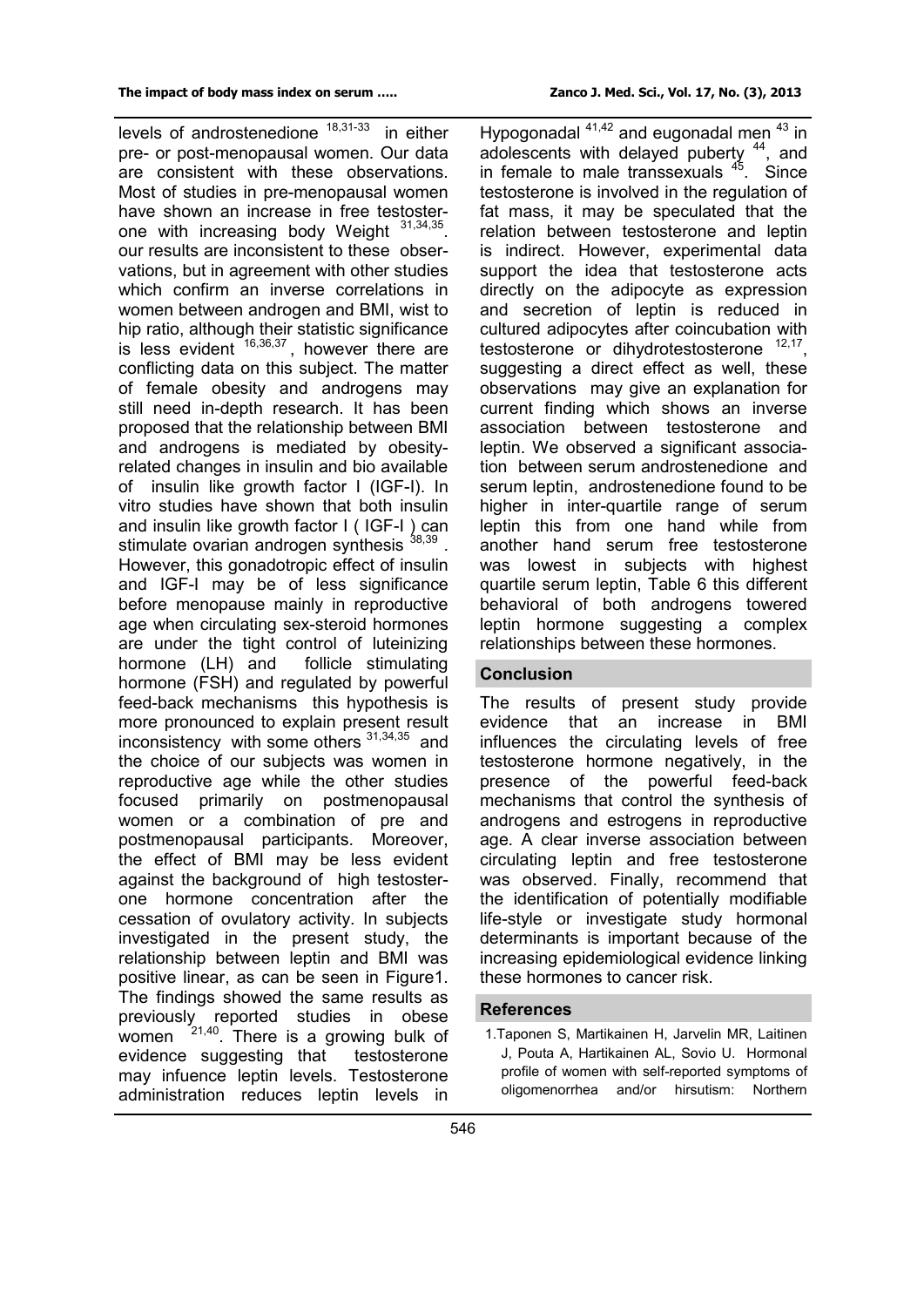levels of androstenedione [18,31-33] in either pre- or post-menopausal women. Our data are consistent with these observations. Most of studies in pre-menopausal women have shown an increase in free testosterone with increasing body Weight [31,34,35]. our results are inconsistent to these observations, but in agreement with other studies which confirm an inverse correlations in women between androgen and BMI, wist to hip ratio, although their statistic significance is less evident [16,36,37], however there are conflicting data on this subject. The matter of female obesity and androgens may still need in-depth research. It has been proposed that the relationship between BMI and androgens is mediated by obesity-related changes in insulin and bio available of insulin like growth factor I (IGF-I). In vitro studies have shown that both insulin and insulin like growth factor I ( IGF-I ) can stimulate ovarian androgen synthesis [38,39]. However, this gonadotropic effect of insulin and IGF-I may be of less significance before menopause mainly in reproductive age when circulating sex-steroid hormones are under the tight control of luteinizing hormone (LH) and follicle stimulating hormone (FSH) and regulated by powerful feed-back mechanisms this hypothesis is more pronounced to explain present result inconsistency with some others [31,34,35] and the choice of our subjects was women in reproductive age while the other studies focused primarily on postmenopausal women or a combination of pre and postmenopausal participants. Moreover, the effect of BMI may be less evident against the background of high testosterone hormone concentration after the cessation of ovulatory activity. In subjects investigated in the present study, the relationship between leptin and BMI was positive linear, as can be seen in Figure1. The findings showed the same results as previously reported studies in obese women [21,40]. There is a growing bulk of evidence suggesting that testosterone may infuence leptin levels. Testosterone administration reduces leptin levels in Hypogonadal [41,42] and eugonadal men [43] in adolescents with delayed puberty [44], and in female to male transsexuals [45]. Since testosterone is involved in the regulation of fat mass, it may be speculated that the relation between testosterone and leptin is indirect. However, experimental data support the idea that testosterone acts directly on the adipocyte as expression and secretion of leptin is reduced in cultured adipocytes after coincubation with testosterone or dihydrotestosterone [12,17], suggesting a direct effect as well, these observations may give an explanation for current finding which shows an inverse association between testosterone and leptin. We observed a significant association between serum androstenedione and serum leptin, androstenedione found to be higher in inter-quartile range of serum leptin this from one hand while from another hand serum free testosterone was lowest in subjects with highest quartile serum leptin, Table 6 this different behavioral of both androgens towered leptin hormone suggesting a complex relationships between these hormones.

## Conclusion

The results of present study provide evidence that an increase in BMI influences the circulating levels of free testosterone hormone negatively, in the presence of the powerful feed-back mechanisms that control the synthesis of androgens and estrogens in reproductive age. A clear inverse association between circulating leptin and free testosterone was observed. Finally, recommend that the identification of potentially modifiable life-style or investigate study hormonal determinants is important because of the increasing epidemiological evidence linking these hormones to cancer risk.

## References

1. Taponen S, Martikainen H, Jarvelin MR, Laitinen J, Pouta A, Hartikainen AL, Sovio U. Hormonal profile of women with self-reported symptoms of oligomenorrhea and/or hirsutism: Northern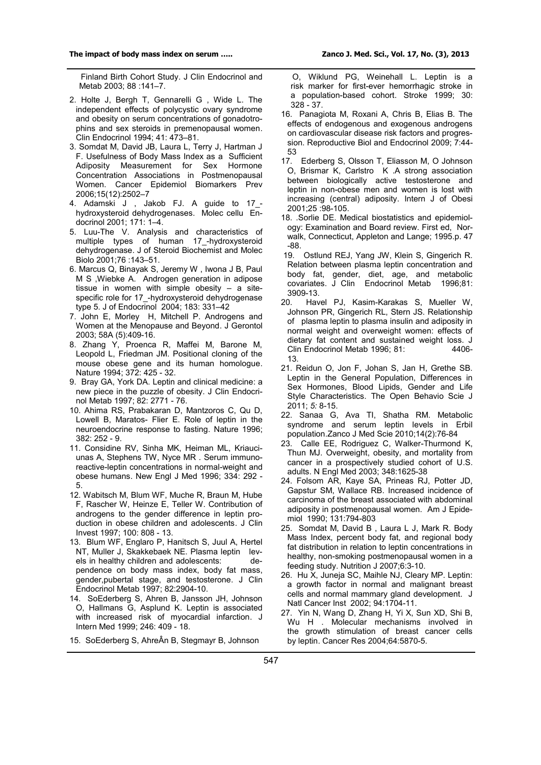Finland Birth Cohort Study. J Clin Endocrinol and Metab 2003; 88 :141–7.

2. Holte J, Bergh T, Gennarelli G , Wide L. The independent effects of polycystic ovary syndrome and obesity on serum concentrations of gonadotrophins and sex steroids in premenopausal women. Clin Endocrinol 1994; 41: 473–81.
3. Somdat M, David JB, Laura L, Terry J, Hartman J F. Usefulness of Body Mass Index as a Sufficient Adiposity Measurement for Sex Hormone Concentration Associations in Postmenopausal Women. Cancer Epidemiol Biomarkers Prev 2006;15(12):2502–7
4. Adamski J , Jakob FJ. A guide to 17_-hydroxysteroid dehydrogenases. Molec cellu Endocrinol 2001; 171: 1–4.
5. Luu-The V. Analysis and characteristics of multiple types of human 17_-hydroxysteroid dehydrogenase. J of Steroid Biochemist and Molec Biolo 2001;76 :143–51.
6. Marcus Q, Binayak S, Jeremy W , Iwona J B, Paul M S ,Wiebke A. Androgen generation in adipose tissue in women with simple obesity – a site-specific role for 17_-hydroxysteroid dehydrogenase type 5. J of Endocrinol 2004; 183: 331–42
7. John E, Morley H, Mitchell P. Androgens and Women at the Menopause and Beyond. J Gerontol 2003; 58A (5):409-16.
8. Zhang Y, Proenca R, Maffei M, Barone M, Leopold L, Friedman JM. Positional cloning of the mouse obese gene and its human homologue. Nature 1994; 372: 425 - 32.
9. Bray GA, York DA. Leptin and clinical medicine: a new piece in the puzzle of obesity. J Clin Endocrinol Metab 1997; 82: 2771 - 76.
10. Ahima RS, Prabakaran D, Mantzoros C, Qu D, Lowell B, Maratos- Flier E. Role of leptin in the neuroendocrine response to fasting. Nature 1996; 382: 252 - 9.
11. Considine RV, Sinha MK, Heiman ML, Kriaucиunas A, Stephens TW, Nyce MR . Serum immunoreactive-leptin concentrations in normal-weight and obese humans. New Engl J Med 1996; 334: 292 - 5.
12. Wabitsch M, Blum WF, Muche R, Braun M, Hube F, Rascher W, Heinze E, Teller W. Contribution of androgens to the gender difference in leptin production in obese children and adolescents. J Clin Invest 1997; 100: 808 - 13.
13. Blum WF, Englaro P, Hanitsch S, Juul A, Hertel NT, Muller J, Skakkebaek NE. Plasma leptin levels in healthy children and adolescents: dependence on body mass index, body fat mass, gender,pubertal stage, and testosterone. J Clin Endocrinol Metab 1997; 82:2904-10.
14. SoEderberg S, Ahren B, Jansson JH, Johnson O, Hallmans G, Asplund K. Leptin is associated with increased risk of myocardial infarction. J Intern Med 1999; 246: 409 - 18.
15. SoEderberg S, AhreÂn B, Stegmayr B, Johnson O, Wiklund PG, Weinehall L. Leptin is a risk marker for first-ever hemorrhagic stroke in a population-based cohort. Stroke 1999; 30: 328 - 37.
16. Panagiota M, Roxani A, Chris B, Elias B. The effects of endogenous and exogenous androgens on cardiovascular disease risk factors and progression. Reproductive Biol and Endocrinol 2009; 7:44-53
17. Ederberg S, Olsson T, Eliasson M, O Johnson O, Brismar K, Carlstro K .A strong association between biologically active testosterone and leptin in non-obese men and women is lost with increasing (central) adiposity. Intern J of Obesi 2001;25 :98-105.
18. .Sorlie DE. Medical biostatistics and epidemiology: Examination and Board review. First ed, Norwalk, Connecticut, Appleton and Lange; 1995.p. 47 -88.
19. Ostlund REJ, Yang JW, Klein S, Gingerich R. Relation between plasma leptin concentration and body fat, gender, diet, age, and metabolic covariates. J Clin Endocrinol Metab 1996;81: 3909-13.
20. Havel PJ, Kasim-Karakas S, Mueller W, Johnson PR, Gingerich RL, Stern JS. Relationship of plasma leptin to plasma insulin and adiposity in normal weight and overweight women: effects of dietary fat content and sustained weight loss. J Clin Endocrinol Metab 1996; 81: 4406-13.
21. Reidun O, Jon F, Johan S, Jan H, Grethe SB. Leptin in the General Population, Differences in Sex Hormones, Blood Lipids, Gender and Life Style Characteristics. The Open Behavio Scie J 2011; *5:* 8-15.
22. Sanaa G, Ava TI, Shatha RM. Metabolic syndrome and serum leptin levels in Erbil population.Zanco J Med Scie 2010;14(2):76-84
23. Calle EE, Rodriguez C, Walker-Thurmond K, Thun MJ. Overweight, obesity, and mortality from cancer in a prospectively studied cohort of U.S. adults. N Engl Med 2003; 348:1625-38
24. Folsom AR, Kaye SA, Prineas RJ, Potter JD, Gapstur SM, Wallace RB. Increased incidence of carcinoma of the breast associated with abdominal adiposity in postmenopausal women. Am J Epidemiol 1990; 131:794-803
25. Somdat M, David B , Laura L J, Mark R. Body Mass Index, percent body fat, and regional body fat distribution in relation to leptin concentrations in healthy, non-smoking postmenopausal women in a feeding study. Nutrition J 2007;6:3-10.
26. Hu X, Juneja SC, Maihle NJ, Cleary MP. Leptin: a growth factor in normal and malignant breast cells and normal mammary gland development. J Natl Cancer Inst 2002; 94:1704-11.
27. Yin N, Wang D, Zhang H, Yi X, Sun XD, Shi B, Wu H . Molecular mechanisms involved in the growth stimulation of breast cancer cells by leptin. Cancer Res 2004;64:5870-5.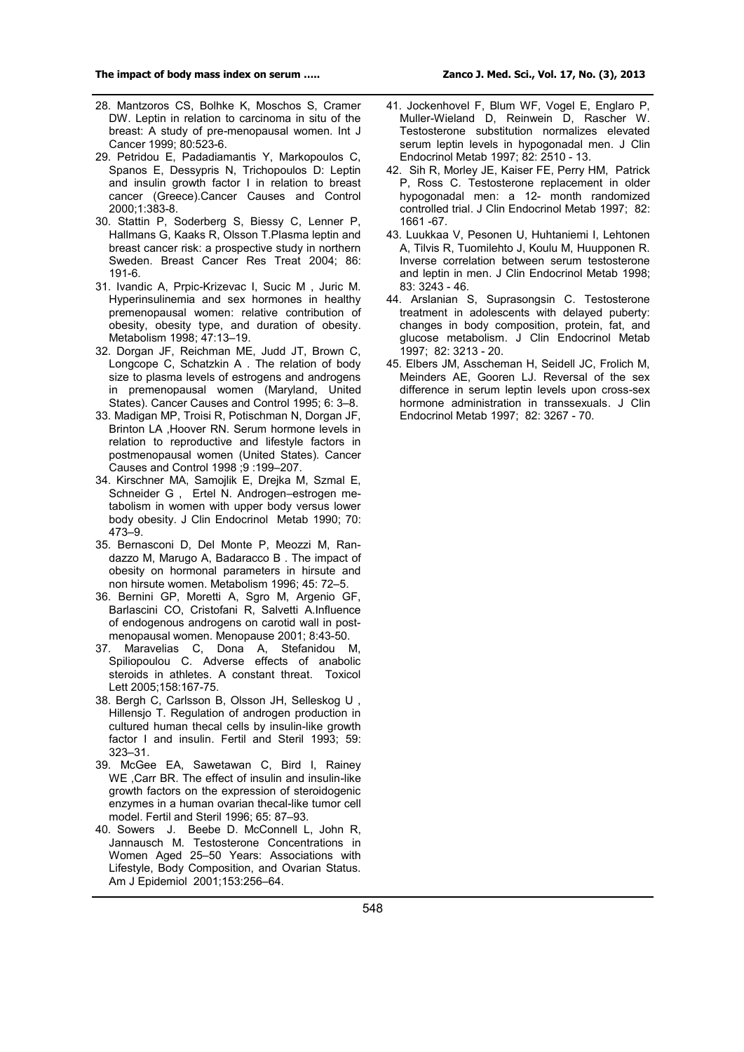28. Mantzoros CS, Bolhke K, Moschos S, Cramer DW. Leptin in relation to carcinoma in situ of the breast: A study of pre-menopausal women. Int J Cancer 1999; 80:523-6.
29. Petridou E, Padadiamantis Y, Markopoulos C, Spanos E, Dessypris N, Trichopoulos D: Leptin and insulin growth factor I in relation to breast cancer (Greece).Cancer Causes and Control 2000;1:383-8.
30. Stattin P, Soderberg S, Biessy C, Lenner P, Hallmans G, Kaaks R, Olsson T.Plasma leptin and breast cancer risk: a prospective study in northern Sweden. Breast Cancer Res Treat 2004; 86: 191-6.
31. Ivandic A, Prpic-Krizevac I, Sucic M , Juric M. Hyperinsulinemia and sex hormones in healthy premenopausal women: relative contribution of obesity, obesity type, and duration of obesity. Metabolism 1998; 47:13–19.
32. Dorgan JF, Reichman ME, Judd JT, Brown C, Longcope C, Schatzkin A . The relation of body size to plasma levels of estrogens and androgens in premenopausal women (Maryland, United States). Cancer Causes and Control 1995; 6: 3–8.
33. Madigan MP, Troisi R, Potischman N, Dorgan JF, Brinton LA ,Hoover RN. Serum hormone levels in relation to reproductive and lifestyle factors in postmenopausal women (United States). Cancer Causes and Control 1998 ;9 :199–207.
34. Kirschner MA, Samojlik E, Drejka M, Szmal E, Schneider G , Ertel N. Androgen–estrogen metabolism in women with upper body versus lower body obesity. J Clin Endocrinol Metab 1990; 70: 473–9.
35. Bernasconi D, Del Monte P, Meozzi M, Randazzo M, Marugo A, Badaracco B . The impact of obesity on hormonal parameters in hirsute and non hirsute women. Metabolism 1996; 45: 72–5.
36. Bernini GP, Moretti A, Sgro M, Argenio GF, Barlascini CO, Cristofani R, Salvetti A.Influence of endogenous androgens on carotid wall in postmenopausal women. Menopause 2001; 8:43-50.
37. Maravelias C, Dona A, Stefanidou M, Spiliopoulou C. Adverse effects of anabolic steroids in athletes. A constant threat. Toxicol Lett 2005;158:167-75.
38. Bergh C, Carlsson B, Olsson JH, Selleskog U , Hillensjo T. Regulation of androgen production in cultured human thecal cells by insulin-like growth factor I and insulin. Fertil and Steril 1993; 59: 323–31.
39. McGee EA, Sawetawan C, Bird I, Rainey WE ,Carr BR. The effect of insulin and insulin-like growth factors on the expression of steroidogenic enzymes in a human ovarian thecal-like tumor cell model. Fertil and Steril 1996; 65: 87–93.
40. Sowers J. Beebe D. McConnell L, John R, Jannausch M. Testosterone Concentrations in Women Aged 25–50 Years: Associations with Lifestyle, Body Composition, and Ovarian Status. Am J Epidemiol 2001;153:256–64.
41. Jockenhovel F, Blum WF, Vogel E, Englaro P, Muller-Wieland D, Reinwein D, Rascher W. Testosterone substitution normalizes elevated serum leptin levels in hypogonadal men. J Clin Endocrinol Metab 1997; 82: 2510 - 13.
42. Sih R, Morley JE, Kaiser FE, Perry HM, Patrick P, Ross C. Testosterone replacement in older hypogonadal men: a 12- month randomized controlled trial. J Clin Endocrinol Metab 1997; 82: 1661 -67.
43. Luukkaa V, Pesonen U, Huhtaniemi I, Lehtonen A, Tilvis R, Tuomilehto J, Koulu M, Huupponen R. Inverse correlation between serum testosterone and leptin in men. J Clin Endocrinol Metab 1998; 83: 3243 - 46.
44. Arslanian S, Suprasongsin C. Testosterone treatment in adolescents with delayed puberty: changes in body composition, protein, fat, and glucose metabolism. J Clin Endocrinol Metab 1997; 82: 3213 - 20.
45. Elbers JM, Asscheman H, Seidell JC, Frolich M, Meinders AE, Gooren LJ. Reversal of the sex difference in serum leptin levels upon cross-sex hormone administration in transsexuals. J Clin Endocrinol Metab 1997; 82: 3267 - 70.